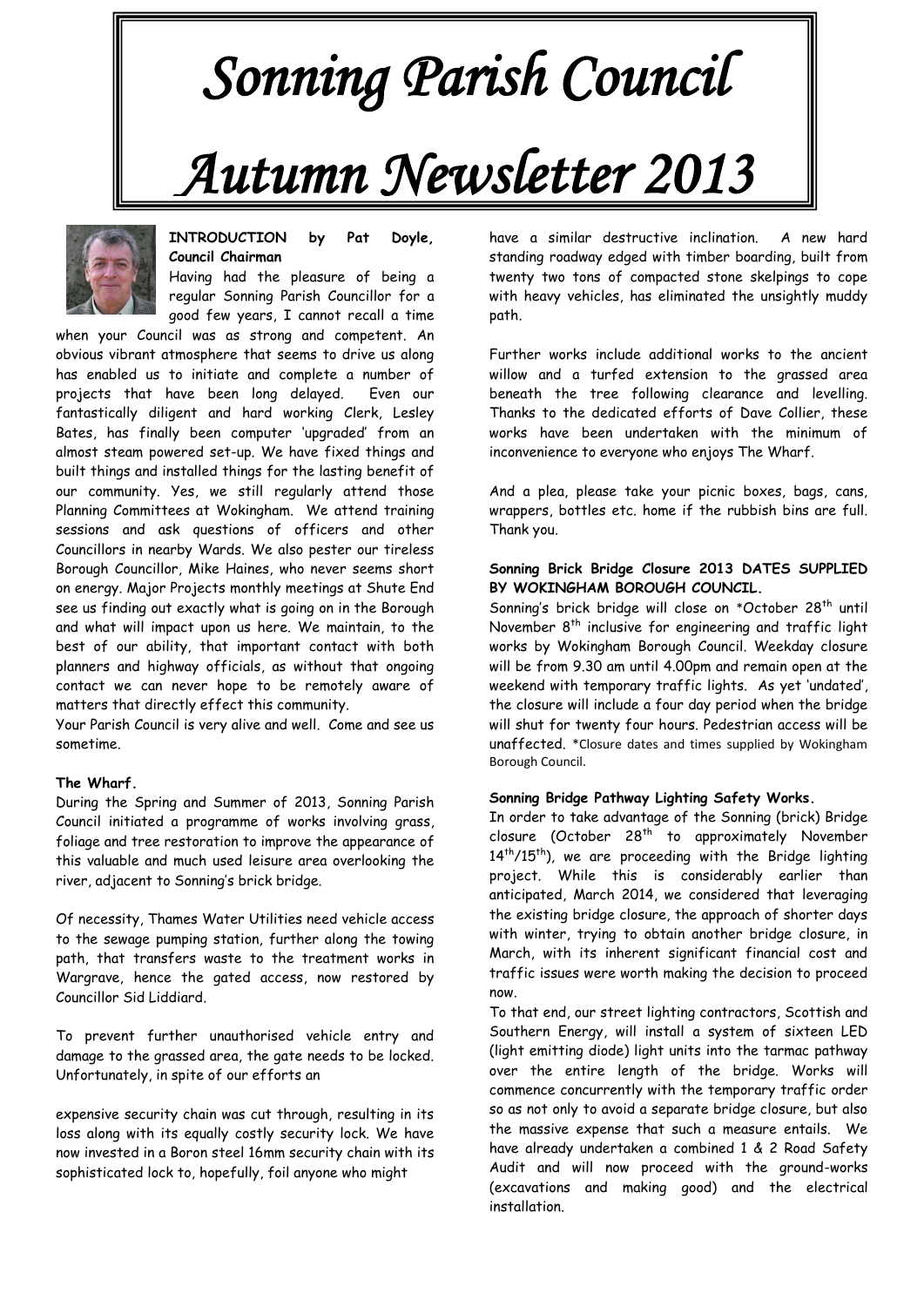# Sonning Parish Council

# Autumn Newsletter 2013

**INTRODUCTION by Pat Doyle, Council Chairman**

Having had the pleasure of being a regular Sonning Parish Councillor for a good few years, I cannot recall a time when your Council was as strong and competent. An obvious vibrant atmosphere that seems to drive us along has enabled us to initiate and complete a number of projects that have been long delayed. Even our fantastically diligent and hard working Clerk, Lesley Bates, has finally been computer 'upgraded' from an almost steam powered set-up. We have fixed things and built things and installed things for the lasting benefit of our community. Yes, we still regularly attend those Planning Committees at Wokingham. We attend training sessions and ask questions of officers and other Councillors in nearby Wards. We also pester our tireless Borough Councillor, Mike Haines, who never seems short on energy. Major Projects monthly meetings at Shute End see us finding out exactly what is going on in the Borough and what will impact upon us here. We maintain, to the best of our ability, that important contact with both planners and highway officials, as without that ongoing contact we can never hope to be remotely aware of matters that directly effect this community.

Your Parish Council is very alive and well. Come and see us sometime.

**The Wharf.**

During the Spring and Summer of 2013, Sonning Parish Council initiated a programme of works involving grass, foliage and tree restoration to improve the appearance of this valuable and much used leisure area overlooking the river, adjacent to Sonning's brick bridge.

Of necessity, Thames Water Utilities need vehicle access to the sewage pumping station, further along the towing path, that transfers waste to the treatment works in Wargrave, hence the gated access, now restored by Councillor Sid Liddiard.

To prevent further unauthorised vehicle entry and damage to the grassed area, the gate needs to be locked. Unfortunately, in spite of our efforts an expensive security chain was cut through, resulting in its loss along with its equally costly security lock. We have now invested in a Boron steel 16mm security chain with its sophisticated lock to, hopefully, foil anyone who might have a similar destructive inclination. A new hard standing roadway edged with timber boarding, built from twenty two tons of compacted stone skelpings to cope with heavy vehicles, has eliminated the unsightly muddy path.

Further works include additional works to the ancient willow and a turfed extension to the grassed area beneath the tree following clearance and levelling. Thanks to the dedicated efforts of Dave Collier, these works have been undertaken with the minimum of inconvenience to everyone who enjoys The Wharf.

And a plea, please take your picnic boxes, bags, cans, wrappers, bottles etc. home if the rubbish bins are full. Thank you.

**Sonning Brick Bridge Closure 2013 DATES SUPPLIED BY WOKINGHAM BOROUGH COUNCIL.**

Sonning's brick bridge will close on *October 28th until November 8th inclusive for engineering and traffic light works by Wokingham Borough Council. Weekday closure will be from 9.30 am until 4.00pm and remain open at the weekend with temporary traffic lights. As yet 'undated', the closure will include a four day period when the bridge will shut for twenty four hours. Pedestrian access will be unaffected. *Closure dates and times supplied by Wokingham Borough Council.

**Sonning Bridge Pathway Lighting Safety Works.**

In order to take advantage of the Sonning (brick) Bridge closure (October 28th to approximately November 14th/15th), we are proceeding with the Bridge lighting project. While this is considerably earlier than anticipated, March 2014, we considered that leveraging the existing bridge closure, the approach of shorter days with winter, trying to obtain another bridge closure, in March, with its inherent significant financial cost and traffic issues were worth making the decision to proceed now.

To that end, our street lighting contractors, Scottish and Southern Energy, will install a system of sixteen LED (light emitting diode) light units into the tarmac pathway over the entire length of the bridge. Works will commence concurrently with the temporary traffic order so as not only to avoid a separate bridge closure, but also the massive expense that such a measure entails. We have already undertaken a combined 1 & 2 Road Safety Audit and will now proceed with the ground-works (excavations and making good) and the electrical installation.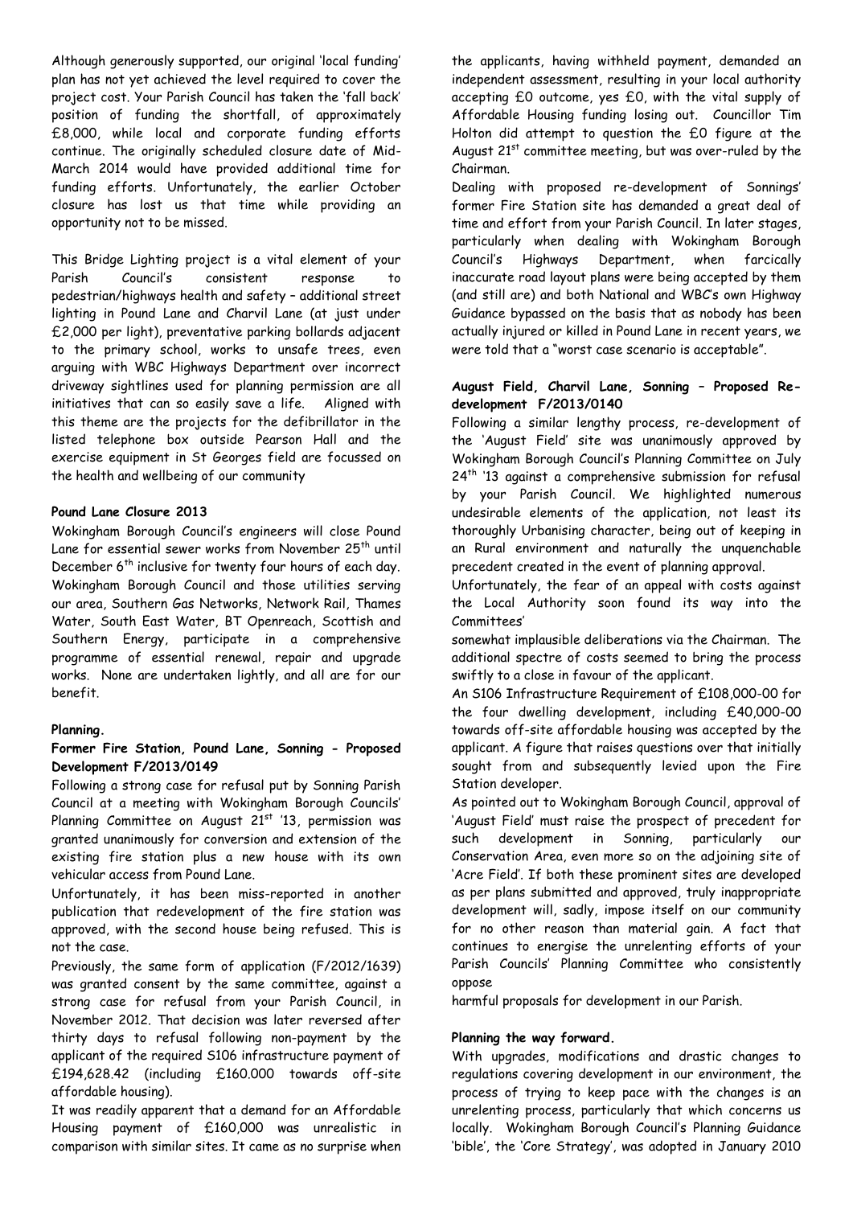Although generously supported, our original 'local funding' plan has not yet achieved the level required to cover the project cost. Your Parish Council has taken the 'fall back' position of funding the shortfall, of approximately £8,000, while local and corporate funding efforts continue. The originally scheduled closure date of Mid-March 2014 would have provided additional time for funding efforts. Unfortunately, the earlier October closure has lost us that time while providing an opportunity not to be missed.

This Bridge Lighting project is a vital element of your Parish Council's consistent response to pedestrian/highways health and safety – additional street lighting in Pound Lane and Charvil Lane (at just under £2,000 per light), preventative parking bollards adjacent to the primary school, works to unsafe trees, even arguing with WBC Highways Department over incorrect driveway sightlines used for planning permission are all initiatives that can so easily save a life. Aligned with this theme are the projects for the defibrillator in the listed telephone box outside Pearson Hall and the exercise equipment in St Georges field are focussed on the health and wellbeing of our community

**Pound Lane Closure 2013**

Wokingham Borough Council's engineers will close Pound Lane for essential sewer works from November 25th until December 6th inclusive for twenty four hours of each day. Wokingham Borough Council and those utilities serving our area, Southern Gas Networks, Network Rail, Thames Water, South East Water, BT Openreach, Scottish and Southern Energy, participate in a comprehensive programme of essential renewal, repair and upgrade works. None are undertaken lightly, and all are for our benefit.

**Planning.**

**Former Fire Station, Pound Lane, Sonning - Proposed Development F/2013/0149**

Following a strong case for refusal put by Sonning Parish Council at a meeting with Wokingham Borough Councils' Planning Committee on August 21st '13, permission was granted unanimously for conversion and extension of the existing fire station plus a new house with its own vehicular access from Pound Lane.

Unfortunately, it has been miss-reported in another publication that redevelopment of the fire station was approved, with the second house being refused. This is not the case.

Previously, the same form of application (F/2012/1639) was granted consent by the same committee, against a strong case for refusal from your Parish Council, in November 2012. That decision was later reversed after thirty days to refusal following non-payment by the applicant of the required S106 infrastructure payment of £194,628.42 (including £160.000 towards off-site affordable housing).

It was readily apparent that a demand for an Affordable Housing payment of £160,000 was unrealistic in comparison with similar sites. It came as no surprise when the applicants, having withheld payment, demanded an independent assessment, resulting in your local authority accepting £0 outcome, yes £0, with the vital supply of Affordable Housing funding losing out. Councillor Tim Holton did attempt to question the £0 figure at the August 21st committee meeting, but was over-ruled by the Chairman.

Dealing with proposed re-development of Sonnings' former Fire Station site has demanded a great deal of time and effort from your Parish Council. In later stages, particularly when dealing with Wokingham Borough Council's Highways Department, when farcically inaccurate road layout plans were being accepted by them (and still are) and both National and WBC's own Highway Guidance bypassed on the basis that as nobody has been actually injured or killed in Pound Lane in recent years, we were told that a "worst case scenario is acceptable".

**August Field, Charvil Lane, Sonning – Proposed Re-development F/2013/0140**

Following a similar lengthy process, re-development of the 'August Field' site was unanimously approved by Wokingham Borough Council's Planning Committee on July 24th '13 against a comprehensive submission for refusal by your Parish Council. We highlighted numerous undesirable elements of the application, not least its thoroughly Urbanising character, being out of keeping in an Rural environment and naturally the unquenchable precedent created in the event of planning approval.

Unfortunately, the fear of an appeal with costs against the Local Authority soon found its way into the Committees' somewhat implausible deliberations via the Chairman. The additional spectre of costs seemed to bring the process swiftly to a close in favour of the applicant.

An S106 Infrastructure Requirement of £108,000-00 for the four dwelling development, including £40,000-00 towards off-site affordable housing was accepted by the applicant. A figure that raises questions over that initially sought from and subsequently levied upon the Fire Station developer.

As pointed out to Wokingham Borough Council, approval of 'August Field' must raise the prospect of precedent for such development in Sonning, particularly our Conservation Area, even more so on the adjoining site of 'Acre Field'. If both these prominent sites are developed as per plans submitted and approved, truly inappropriate development will, sadly, impose itself on our community for no other reason than material gain. A fact that continues to energise the unrelenting efforts of your Parish Councils' Planning Committee who consistently oppose harmful proposals for development in our Parish.

**Planning the way forward.**

With upgrades, modifications and drastic changes to regulations covering development in our environment, the process of trying to keep pace with the changes is an unrelenting process, particularly that which concerns us locally. Wokingham Borough Council's Planning Guidance 'bible', the 'Core Strategy', was adopted in January 2010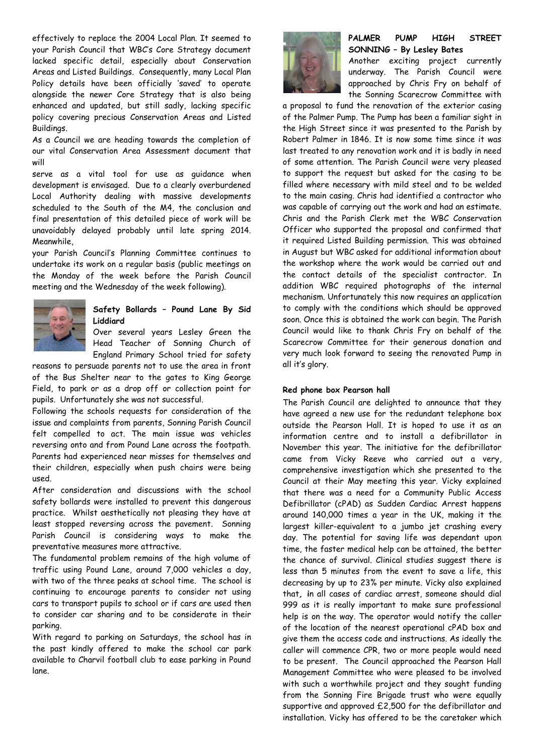effectively to replace the 2004 Local Plan. It seemed to your Parish Council that WBC's Core Strategy document lacked specific detail, especially about Conservation Areas and Listed Buildings. Consequently, many Local Plan Policy details have been officially 'saved' to operate alongside the newer Core Strategy that is also being enhanced and updated, but still sadly, lacking specific policy covering precious Conservation Areas and Listed Buildings.

As a Council we are heading towards the completion of our vital Conservation Area Assessment document that will

serve as a vital tool for use as guidance when development is envisaged. Due to a clearly overburdened Local Authority dealing with massive developments scheduled to the South of the M4, the conclusion and final presentation of this detailed piece of work will be unavoidably delayed probably until late spring 2014. Meanwhile,

your Parish Council's Planning Committee continues to undertake its work on a regular basis (public meetings on the Monday of the week before the Parish Council meeting and the Wednesday of the week following).

**Safety Bollards – Pound Lane By Sid Liddiard**

Over several years Lesley Green the Head Teacher of Sonning Church of England Primary School tried for safety reasons to persuade parents not to use the area in front of the Bus Shelter near to the gates to King George Field, to park or as a drop off or collection point for pupils. Unfortunately she was not successful.

Following the schools requests for consideration of the issue and complaints from parents, Sonning Parish Council felt compelled to act. The main issue was vehicles reversing onto and from Pound Lane across the footpath. Parents had experienced near misses for themselves and their children, especially when push chairs were being used.

After consideration and discussions with the school safety bollards were installed to prevent this dangerous practice. Whilst aesthetically not pleasing they have at least stopped reversing across the pavement. Sonning Parish Council is considering ways to make the preventative measures more attractive.

The fundamental problem remains of the high volume of traffic using Pound Lane, around 7,000 vehicles a day, with two of the three peaks at school time. The school is continuing to encourage parents to consider not using cars to transport pupils to school or if cars are used then to consider car sharing and to be considerate in their parking.

With regard to parking on Saturdays, the school has in the past kindly offered to make the school car park available to Charvil football club to ease parking in Pound lane.

**PALMER PUMP HIGH STREET SONNING – By Lesley Bates**

Another exciting project currently underway. The Parish Council were approached by Chris Fry on behalf of the Sonning Scarecrow Committee with a proposal to fund the renovation of the exterior casing of the Palmer Pump. The Pump has been a familiar sight in the High Street since it was presented to the Parish by Robert Palmer in 1846. It is now some time since it was last treated to any renovation work and it is badly in need of some attention. The Parish Council were very pleased to support the request but asked for the casing to be filled where necessary with mild steel and to be welded to the main casing. Chris had identified a contractor who was capable of carrying out the work and had an estimate. Chris and the Parish Clerk met the WBC Conservation Officer who supported the proposal and confirmed that it required Listed Building permission. This was obtained in August but WBC asked for additional information about the workshop where the work would be carried out and the contact details of the specialist contractor. In addition WBC required photographs of the internal mechanism. Unfortunately this now requires an application to comply with the conditions which should be approved soon. Once this is obtained the work can begin. The Parish Council would like to thank Chris Fry on behalf of the Scarecrow Committee for their generous donation and very much look forward to seeing the renovated Pump in all it's glory.

**Red phone box Pearson hall**

The Parish Council are delighted to announce that they have agreed a new use for the redundant telephone box outside the Pearson Hall. It is hoped to use it as an information centre and to install a defibrillator in November this year. The initiative for the defibrillator came from Vicky Reeve who carried out a very, comprehensive investigation which she presented to the Council at their May meeting this year. Vicky explained that there was a need for a Community Public Access Defibrillator (cPAD) as Sudden Cardiac Arrest happens around 140,000 times a year in the UK, making it the largest killer-equivalent to a jumbo jet crashing every day. The potential for saving life was dependant upon time, the faster medical help can be attained, the better the chance of survival. Clinical studies suggest there is less than 5 minutes from the event to save a life, this decreasing by up to 23% per minute. Vicky also explained that, in all cases of cardiac arrest, someone should dial 999 as it is really important to make sure professional help is on the way. The operator would notify the caller of the location of the nearest operational cPAD box and give them the access code and instructions. As ideally the caller will commence CPR, two or more people would need to be present. The Council approached the Pearson Hall Management Committee who were pleased to be involved with such a worthwhile project and they sought funding from the Sonning Fire Brigade trust who were equally supportive and approved £2,500 for the defibrillator and installation. Vicky has offered to be the caretaker which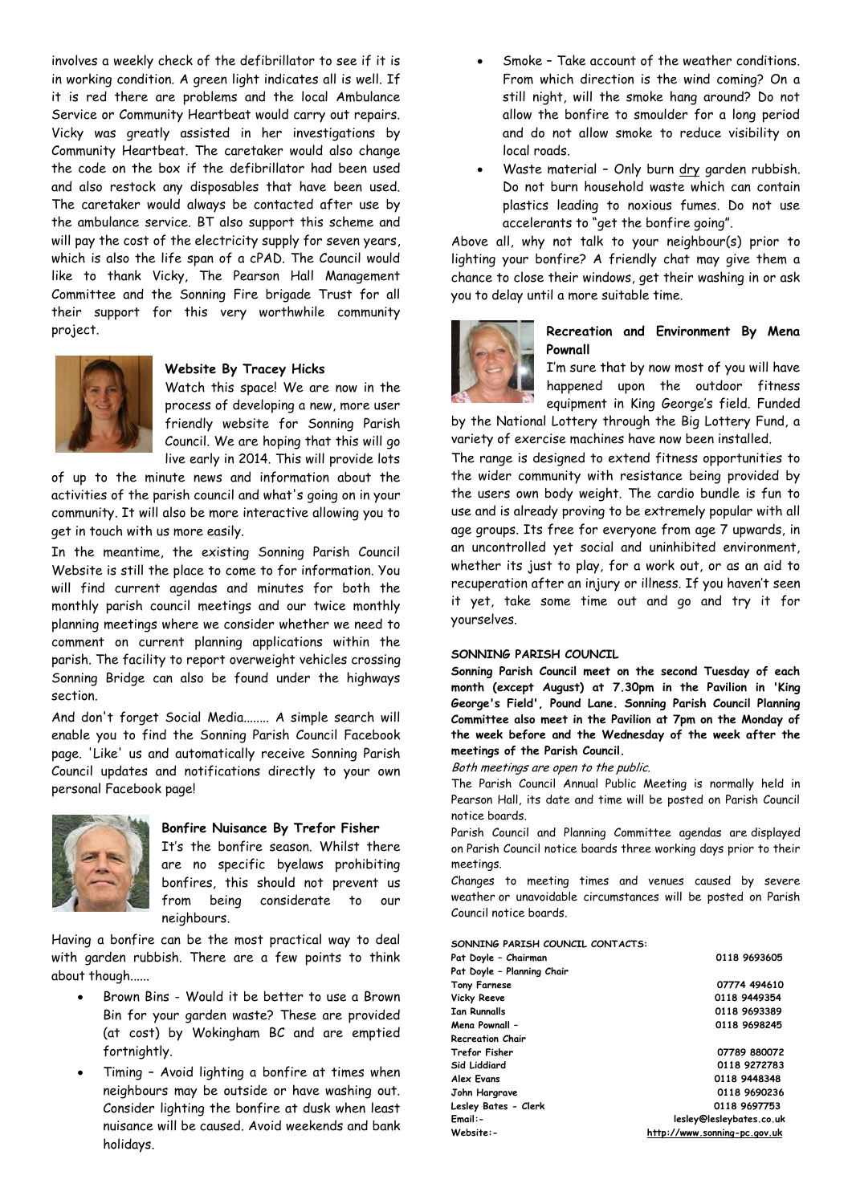involves a weekly check of the defibrillator to see if it is in working condition. A green light indicates all is well. If it is red there are problems and the local Ambulance Service or Community Heartbeat would carry out repairs. Vicky was greatly assisted in her investigations by Community Heartbeat. The caretaker would also change the code on the box if the defibrillator had been used and also restock any disposables that have been used. The caretaker would always be contacted after use by the ambulance service. BT also support this scheme and will pay the cost of the electricity supply for seven years, which is also the life span of a cPAD. The Council would like to thank Vicky, The Pearson Hall Management Committee and the Sonning Fire brigade Trust for all their support for this very worthwhile community project.

### Website By Tracey Hicks

Watch this space! We are now in the process of developing a new, more user friendly website for Sonning Parish Council. We are hoping that this will go live early in 2014. This will provide lots of up to the minute news and information about the activities of the parish council and what's going on in your community. It will also be more interactive allowing you to get in touch with us more easily.

In the meantime, the existing Sonning Parish Council Website is still the place to come to for information. You will find current agendas and minutes for both the monthly parish council meetings and our twice monthly planning meetings where we consider whether we need to comment on current planning applications within the parish. The facility to report overweight vehicles crossing Sonning Bridge can also be found under the highways section.

And don't forget Social Media........ A simple search will enable you to find the Sonning Parish Council Facebook page. 'Like' us and automatically receive Sonning Parish Council updates and notifications directly to your own personal Facebook page!

### Bonfire Nuisance By Trefor Fisher

It's the bonfire season. Whilst there are no specific byelaws prohibiting bonfires, this should not prevent us from being considerate to our neighbours.

Having a bonfire can be the most practical way to deal with garden rubbish. There are a few points to think about though......

- Brown Bins - Would it be better to use a Brown Bin for your garden waste? These are provided (at cost) by Wokingham BC and are emptied fortnightly.
- Timing – Avoid lighting a bonfire at times when neighbours may be outside or have washing out. Consider lighting the bonfire at dusk when least nuisance will be caused. Avoid weekends and bank holidays.
- Smoke – Take account of the weather conditions. From which direction is the wind coming? On a still night, will the smoke hang around? Do not allow the bonfire to smoulder for a long period and do not allow smoke to reduce visibility on local roads.
- Waste material – Only burn dry garden rubbish. Do not burn household waste which can contain plastics leading to noxious fumes. Do not use accelerants to "get the bonfire going".

Above all, why not talk to your neighbour(s) prior to lighting your bonfire? A friendly chat may give them a chance to close their windows, get their washing in or ask you to delay until a more suitable time.

### Recreation and Environment By Mena Pownall

I'm sure that by now most of you will have happened upon the outdoor fitness equipment in King George's field. Funded by the National Lottery through the Big Lottery Fund, a variety of exercise machines have now been installed.

The range is designed to extend fitness opportunities to the wider community with resistance being provided by the users own body weight. The cardio bundle is fun to use and is already proving to be extremely popular with all age groups. Its free for everyone from age 7 upwards, in an uncontrolled yet social and uninhibited environment, whether its just to play, for a work out, or as an aid to recuperation after an injury or illness. If you haven't seen it yet, take some time out and go and try it for yourselves.

#### SONNING PARISH COUNCIL

**Sonning Parish Council meet on the second Tuesday of each month (except August) at 7.30pm in the Pavilion in 'King George's Field', Pound Lane. Sonning Parish Council Planning Committee also meet in the Pavilion at 7pm on the Monday of the week before and the Wednesday of the week after the meetings of the Parish Council.**

*Both meetings are open to the public.*

The Parish Council Annual Public Meeting is normally held in Pearson Hall, its date and time will be posted on Parish Council notice boards.

Parish Council and Planning Committee agendas are displayed on Parish Council notice boards three working days prior to their meetings.

Changes to meeting times and venues caused by severe weather or unavoidable circumstances will be posted on Parish Council notice boards.

**SONNING PARISH COUNCIL CONTACTS:**

| | |
|---|---|
| **Pat Doyle – Chairman** | **0118 9693605** |
| **Pat Doyle – Planning Chair** | |
| **Tony Farnese** | **07774 494610** |
| **Vicky Reeve** | **0118 9449354** |
| **Ian Runnalls** | **0118 9693389** |
| **Mena Pownall – Recreation Chair** | **0118 9698245** |
| **Trefor Fisher** | **07789 880072** |
| **Sid Liddiard** | **0118 9272783** |
| **Alex Evans** | **0118 9448348** |
| **John Hargrave** | **0118 9690236** |
| **Lesley Bates - Clerk** | **0118 9697753** |
| **Email:-** | **lesley@lesleybates.co.uk** |
| **Website:-** | **http://www.sonning-pc.gov.uk** |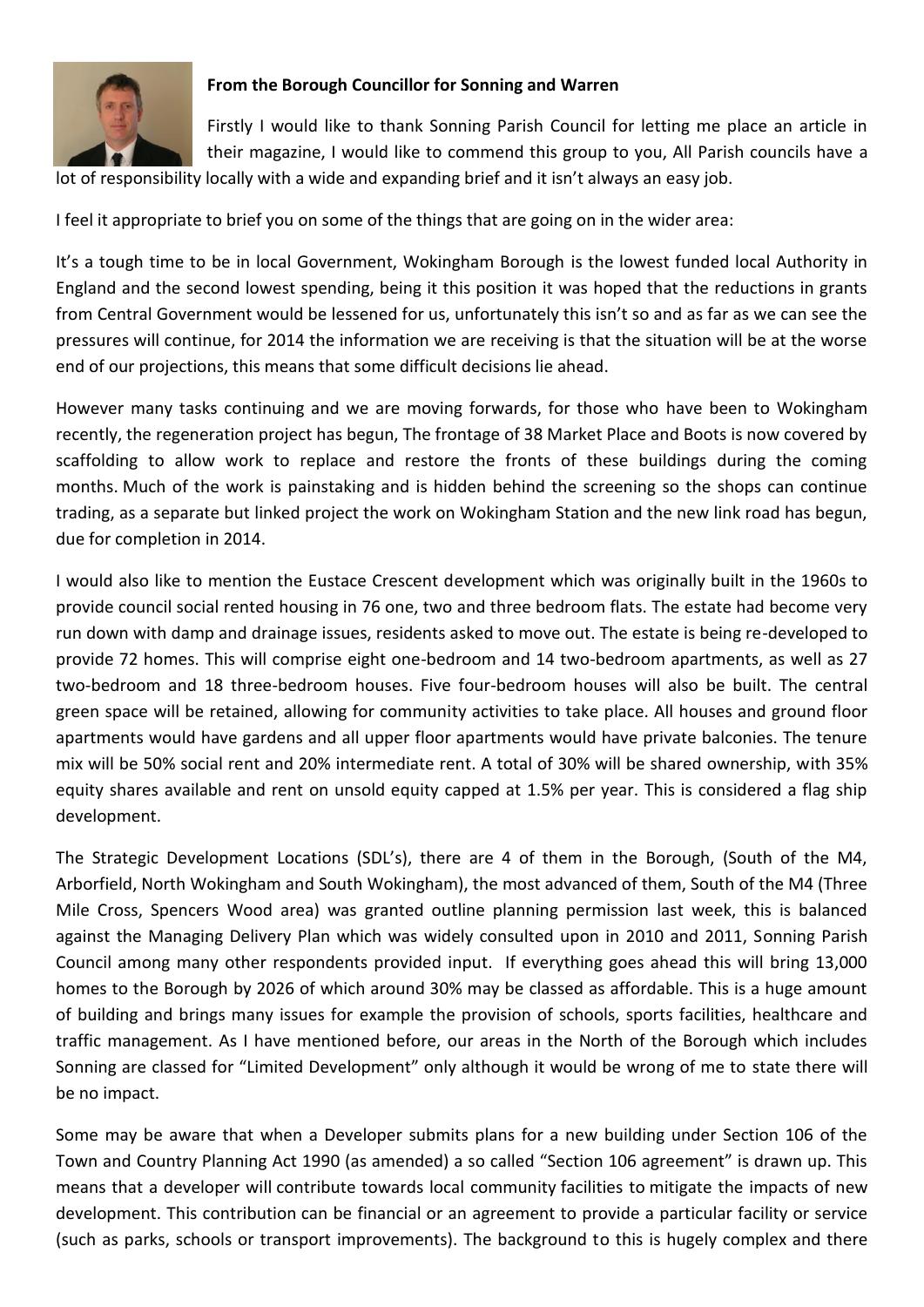**From the Borough Councillor for Sonning and Warren**

Firstly I would like to thank Sonning Parish Council for letting me place an article in their magazine, I would like to commend this group to you, All Parish councils have a lot of responsibility locally with a wide and expanding brief and it isn't always an easy job.

I feel it appropriate to brief you on some of the things that are going on in the wider area:

It's a tough time to be in local Government, Wokingham Borough is the lowest funded local Authority in England and the second lowest spending, being it this position it was hoped that the reductions in grants from Central Government would be lessened for us, unfortunately this isn't so and as far as we can see the pressures will continue, for 2014 the information we are receiving is that the situation will be at the worse end of our projections, this means that some difficult decisions lie ahead.

However many tasks continuing and we are moving forwards, for those who have been to Wokingham recently, the regeneration project has begun, The frontage of 38 Market Place and Boots is now covered by scaffolding to allow work to replace and restore the fronts of these buildings during the coming months. Much of the work is painstaking and is hidden behind the screening so the shops can continue trading, as a separate but linked project the work on Wokingham Station and the new link road has begun, due for completion in 2014.

I would also like to mention the Eustace Crescent development which was originally built in the 1960s to provide council social rented housing in 76 one, two and three bedroom flats. The estate had become very run down with damp and drainage issues, residents asked to move out. The estate is being re-developed to provide 72 homes. This will comprise eight one-bedroom and 14 two-bedroom apartments, as well as 27 two-bedroom and 18 three-bedroom houses. Five four-bedroom houses will also be built. The central green space will be retained, allowing for community activities to take place. All houses and ground floor apartments would have gardens and all upper floor apartments would have private balconies. The tenure mix will be 50% social rent and 20% intermediate rent. A total of 30% will be shared ownership, with 35% equity shares available and rent on unsold equity capped at 1.5% per year. This is considered a flag ship development.

The Strategic Development Locations (SDL's), there are 4 of them in the Borough, (South of the M4, Arborfield, North Wokingham and South Wokingham), the most advanced of them, South of the M4 (Three Mile Cross, Spencers Wood area) was granted outline planning permission last week, this is balanced against the Managing Delivery Plan which was widely consulted upon in 2010 and 2011, Sonning Parish Council among many other respondents provided input. If everything goes ahead this will bring 13,000 homes to the Borough by 2026 of which around 30% may be classed as affordable. This is a huge amount of building and brings many issues for example the provision of schools, sports facilities, healthcare and traffic management. As I have mentioned before, our areas in the North of the Borough which includes Sonning are classed for "Limited Development" only although it would be wrong of me to state there will be no impact.

Some may be aware that when a Developer submits plans for a new building under Section 106 of the Town and Country Planning Act 1990 (as amended) a so called "Section 106 agreement" is drawn up. This means that a developer will contribute towards local community facilities to mitigate the impacts of new development. This contribution can be financial or an agreement to provide a particular facility or service (such as parks, schools or transport improvements). The background to this is hugely complex and there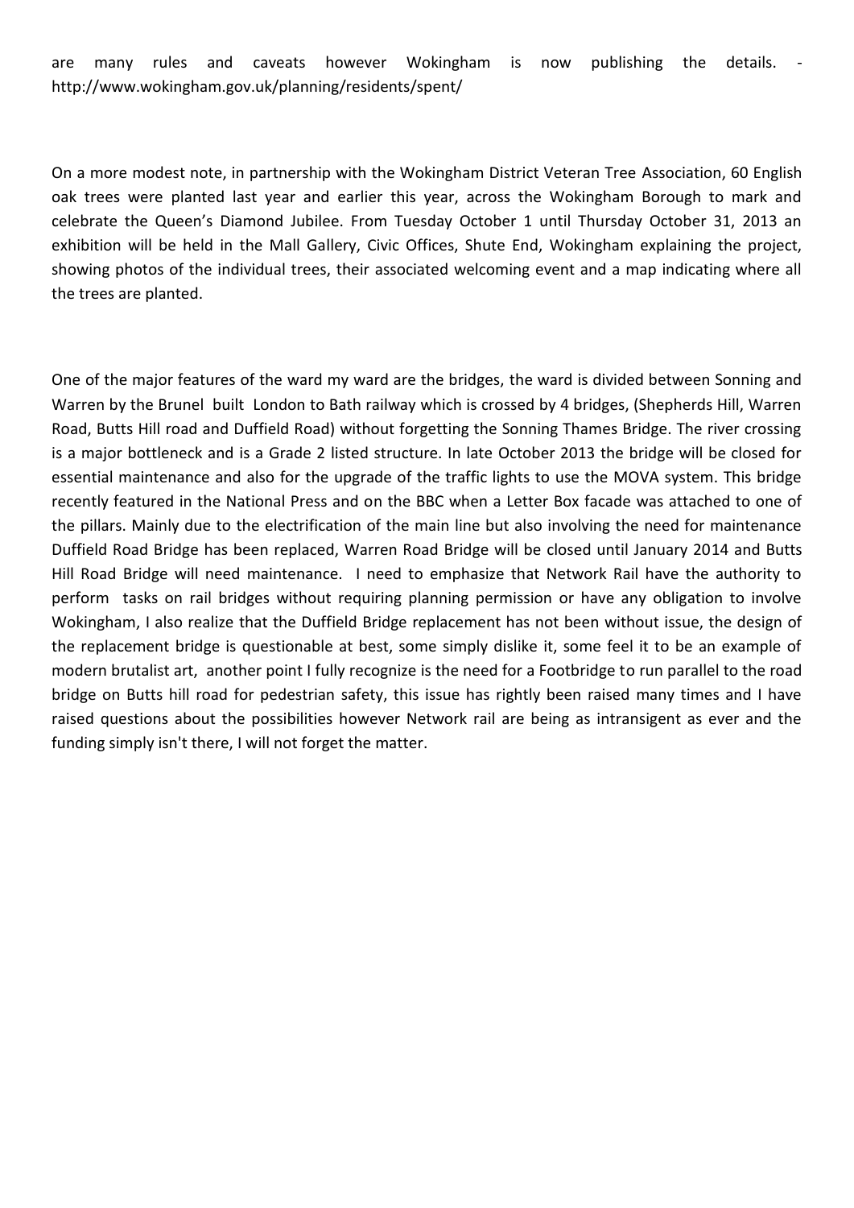are many rules and caveats however Wokingham is now publishing the details. - http://www.wokingham.gov.uk/planning/residents/spent/

On a more modest note, in partnership with the Wokingham District Veteran Tree Association, 60 English oak trees were planted last year and earlier this year, across the Wokingham Borough to mark and celebrate the Queen's Diamond Jubilee. From Tuesday October 1 until Thursday October 31, 2013 an exhibition will be held in the Mall Gallery, Civic Offices, Shute End, Wokingham explaining the project, showing photos of the individual trees, their associated welcoming event and a map indicating where all the trees are planted.

One of the major features of the ward my ward are the bridges, the ward is divided between Sonning and Warren by the Brunel built London to Bath railway which is crossed by 4 bridges, (Shepherds Hill, Warren Road, Butts Hill road and Duffield Road) without forgetting the Sonning Thames Bridge. The river crossing is a major bottleneck and is a Grade 2 listed structure. In late October 2013 the bridge will be closed for essential maintenance and also for the upgrade of the traffic lights to use the MOVA system. This bridge recently featured in the National Press and on the BBC when a Letter Box facade was attached to one of the pillars. Mainly due to the electrification of the main line but also involving the need for maintenance Duffield Road Bridge has been replaced, Warren Road Bridge will be closed until January 2014 and Butts Hill Road Bridge will need maintenance. I need to emphasize that Network Rail have the authority to perform tasks on rail bridges without requiring planning permission or have any obligation to involve Wokingham, I also realize that the Duffield Bridge replacement has not been without issue, the design of the replacement bridge is questionable at best, some simply dislike it, some feel it to be an example of modern brutalist art, another point I fully recognize is the need for a Footbridge to run parallel to the road bridge on Butts hill road for pedestrian safety, this issue has rightly been raised many times and I have raised questions about the possibilities however Network rail are being as intransigent as ever and the funding simply isn't there, I will not forget the matter.